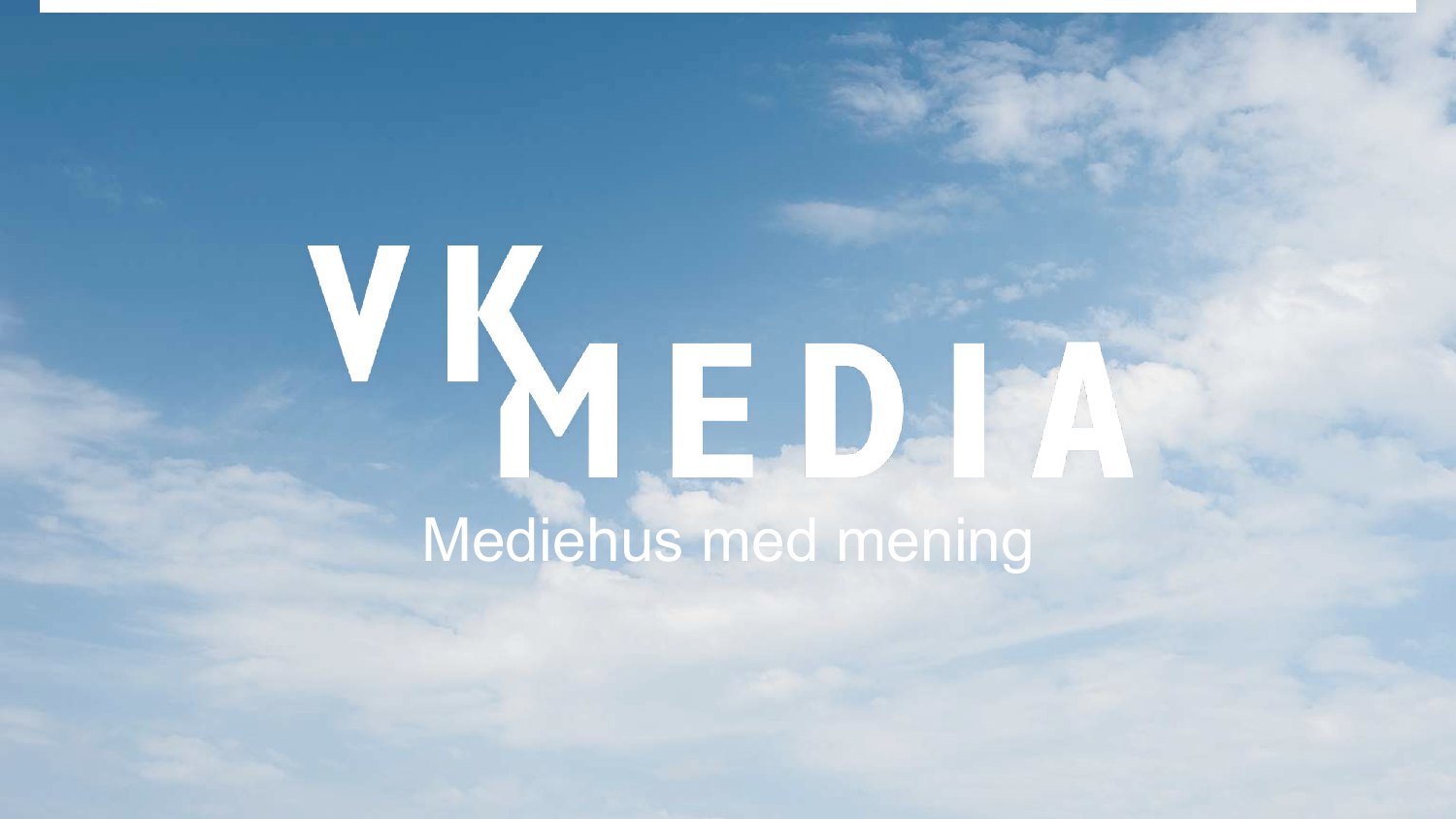# VK MEDIA

Mediehus med mening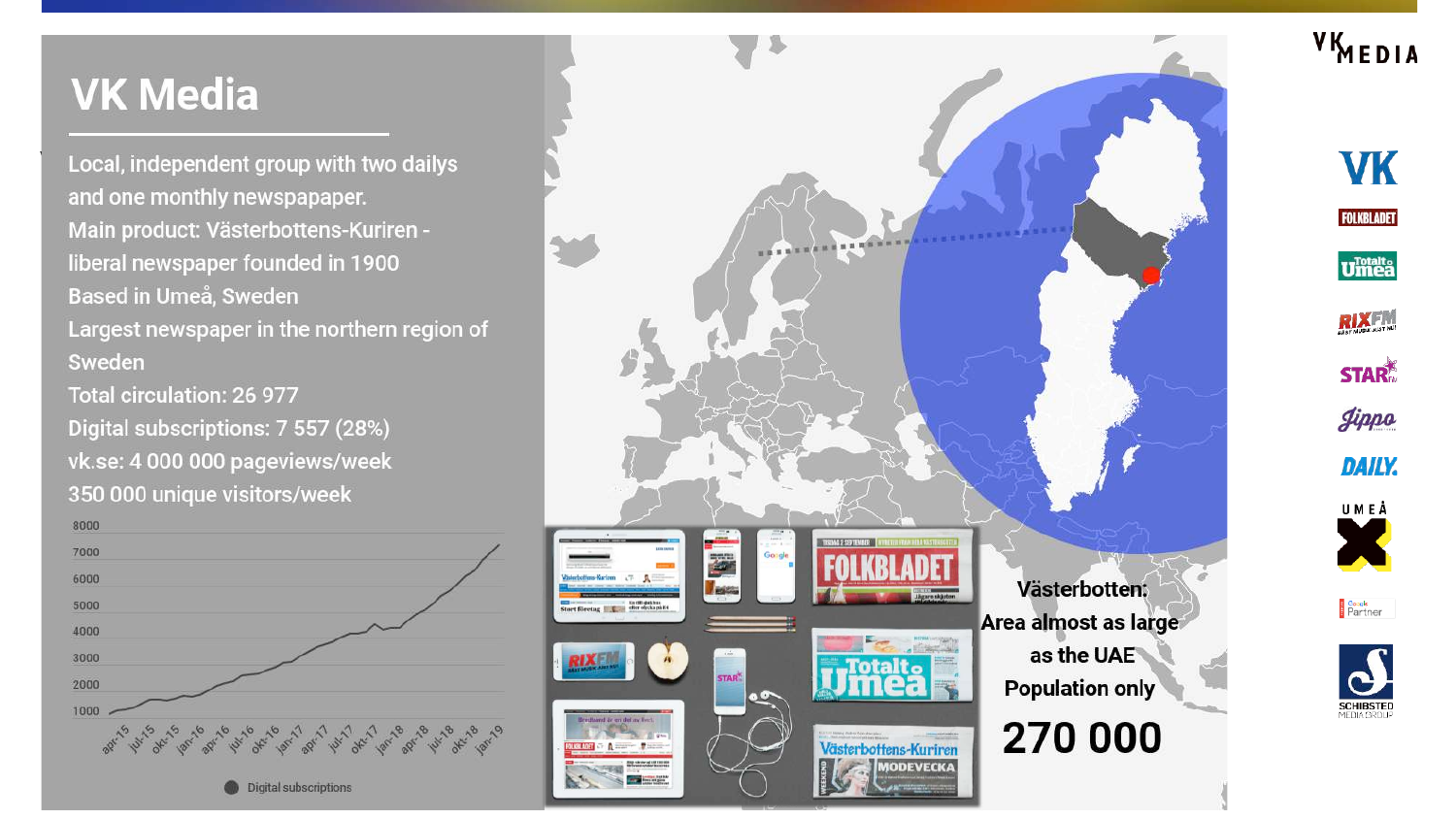# VK Media

Local, independent group with two dailys and one monthly newspapaper.

Main product: Västerbottens-Kuriren - liberal newspaper founded in 1900

Based in Umeå, Sweden

Largest newspaper in the northern region of Sweden

Total circulation: 26 977

Digital subscriptions: 7 557 (28%)

vk.se: 4 000 000 pageviews/week

350 000 unique visitors/week

Västerbotten:
Area almost as large as the UAE
Population only

**270 000**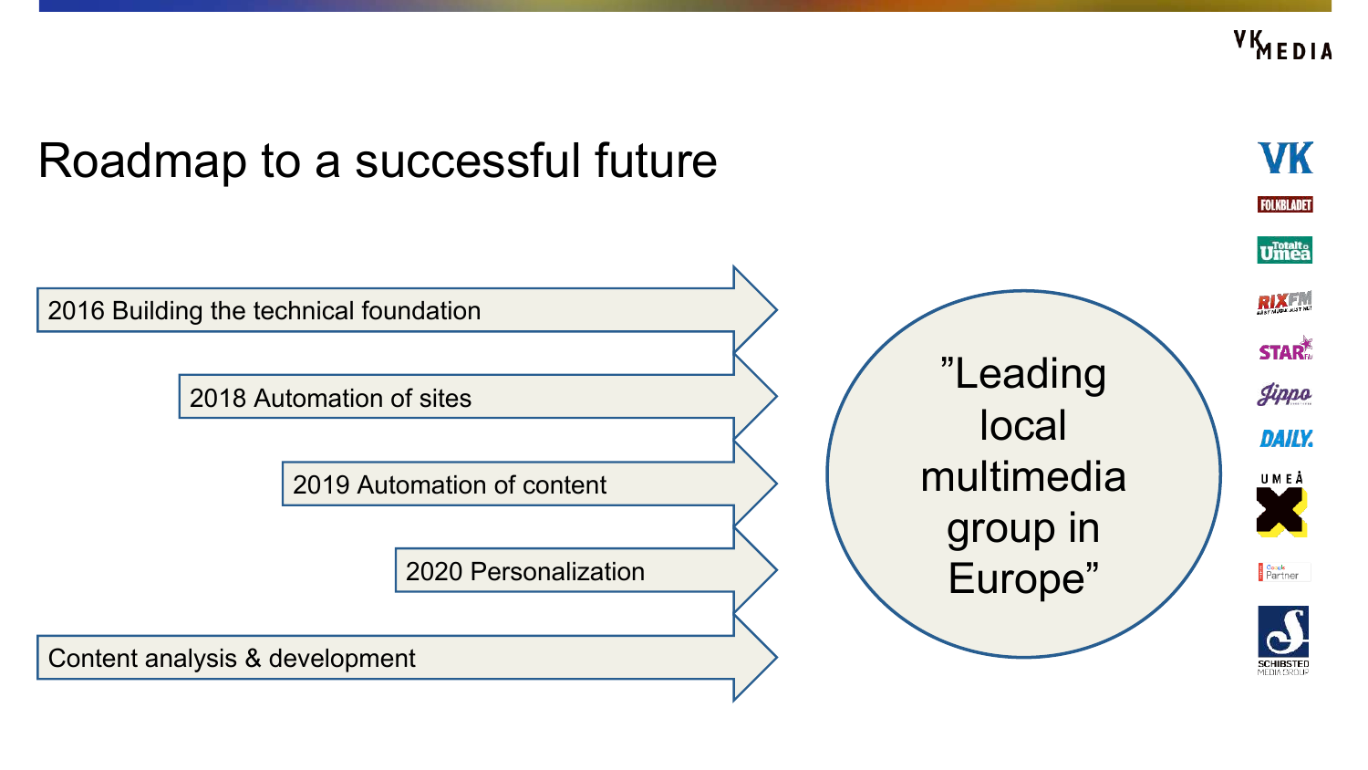# Roadmap to a successful future

- 2016 Building the technical foundation
- 2018 Automation of sites
- 2019 Automation of content
- 2020 Personalization
- Content analysis & development

”Leading local multimedia group in Europe”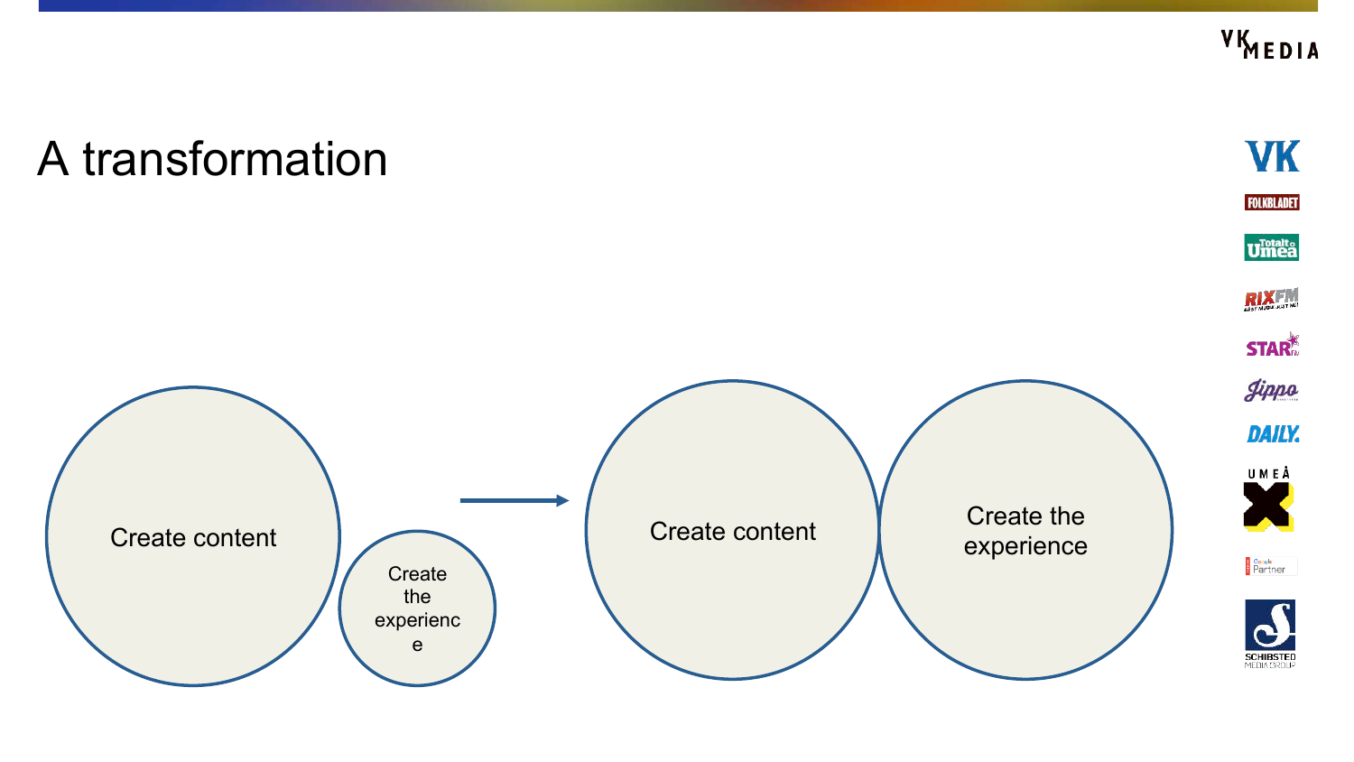# A transformation

Create content

Create the experience

→

Create content

Create the experience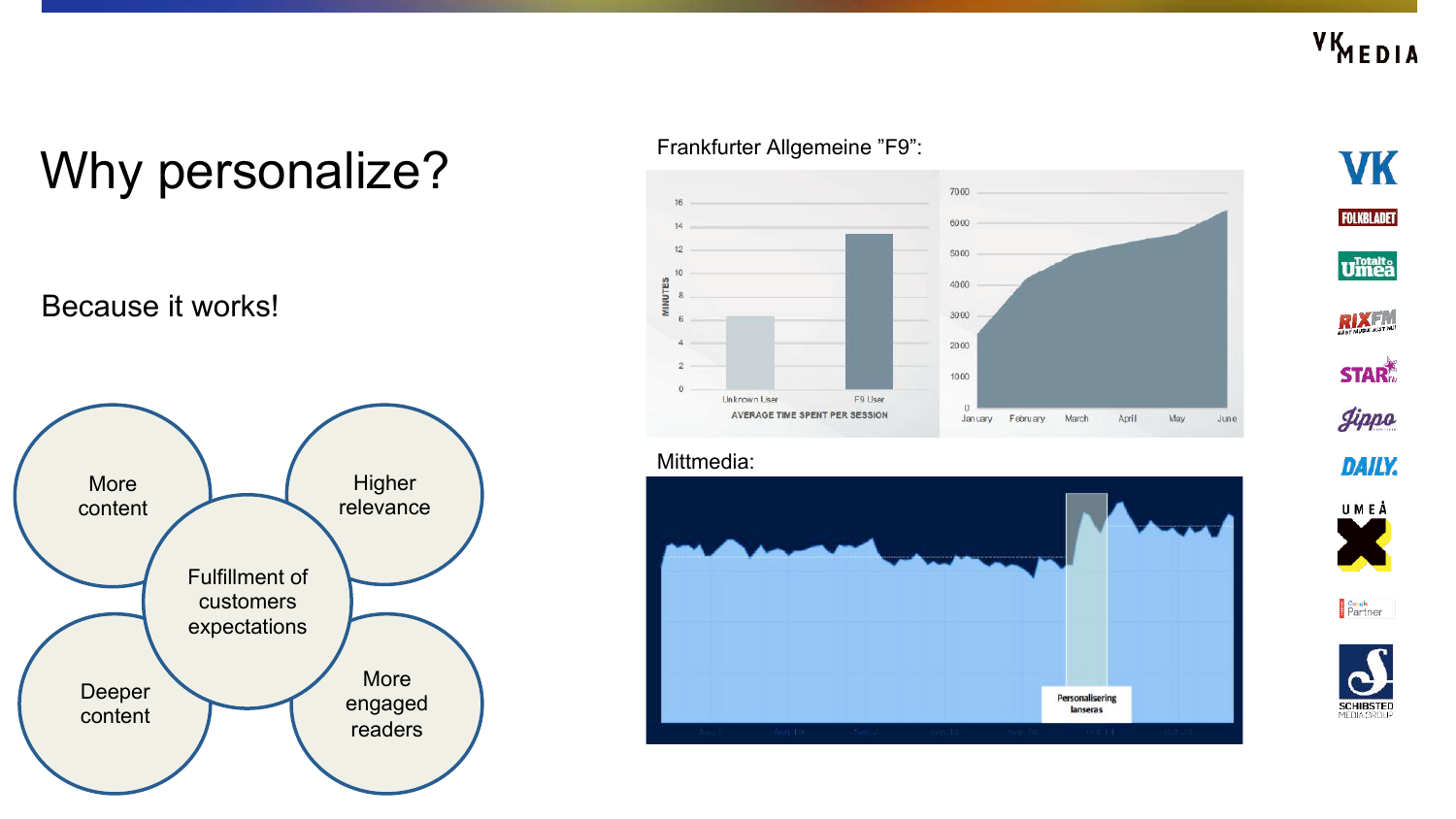# Why personalize?

Because it works!

- More content
- Higher relevance
- Fulfillment of customers expectations
- Deeper content
- More engaged readers

Frankfurter Allgemeine ”F9”:

MINUTES

Unknown User

F9 User

AVERAGE TIME SPENT PER SESSION

January February March April May June

Mittmedia:

Personalisering lanseras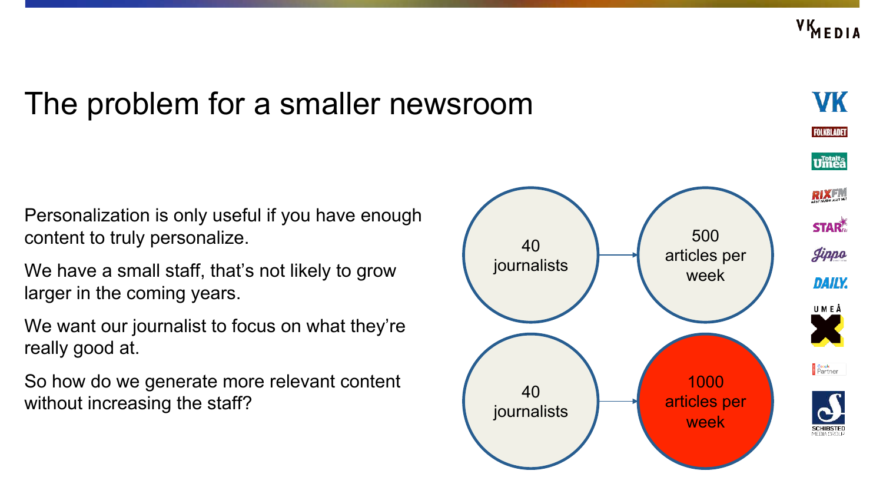# The problem for a smaller newsroom

Personalization is only useful if you have enough content to truly personalize.

We have a small staff, that's not likely to grow larger in the coming years.

We want our journalist to focus on what they're really good at.

So how do we generate more relevant content without increasing the staff?

40 journalists → 500 articles per week

40 journalists → 1000 articles per week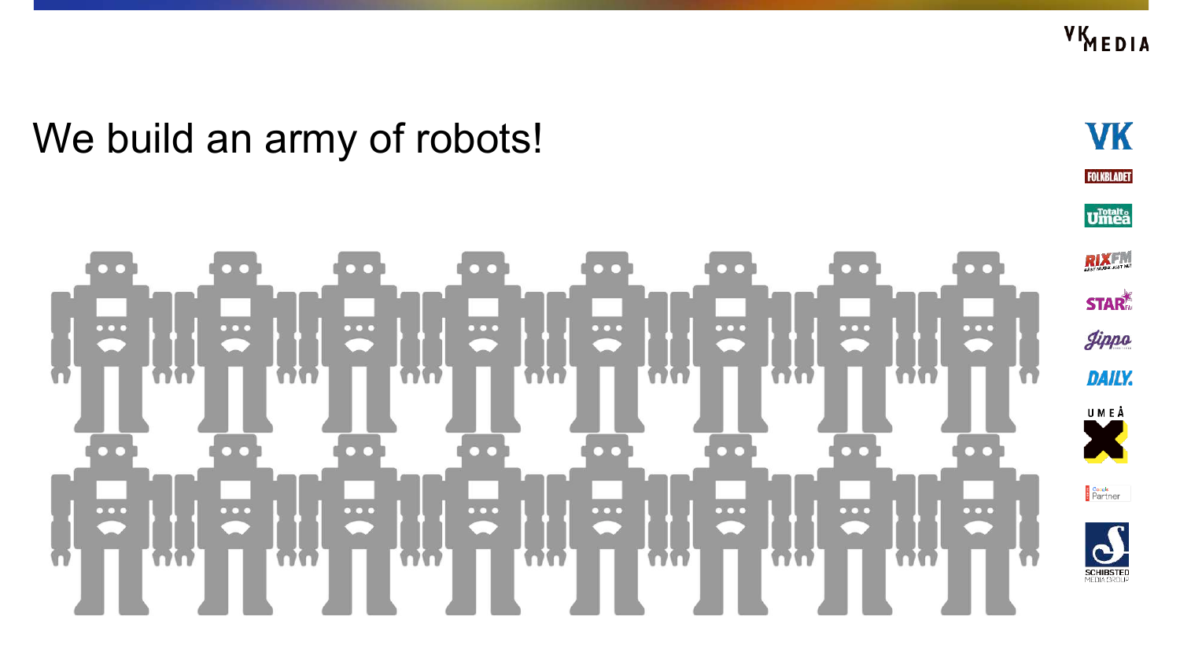# We build an army of robots!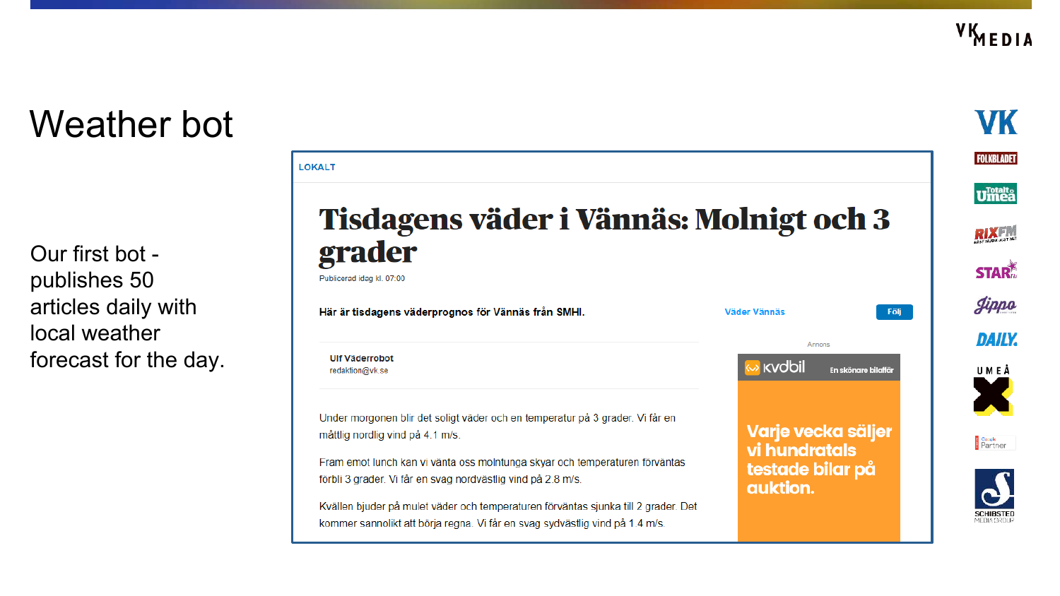# Weather bot

Our first bot - publishes 50 articles daily with local weather forecast for the day.

LOKALT

## Tisdagens väder i Vännäs: Molnigt och 3 grader

Publicerad idag kl. 07:00

**Här är tisdagens väderprognos för Vännäs från SMHI.**

Väder Vännäs Följ

**Ulf Väderrobot**
redaktion@vk.se

Under morgonen blir det soligt väder och en temperatur på 3 grader. Vi får en måttlig nordlig vind på 4.1 m/s.

Fram emot lunch kan vi vänta oss molntunga skyar och temperaturen förväntas förbli 3 grader. Vi får en svag nordvästlig vind på 2.8 m/s.

Kvällen bjuder på mulet väder och temperaturen förväntas sjunka till 2 grader. Det kommer sannolikt att börja regna. Vi får en svag sydvästlig vind på 1.4 m/s.

Annons

kvdbil En skönare bilaffär

Varje vecka säljer vi hundratals testade bilar på auktion.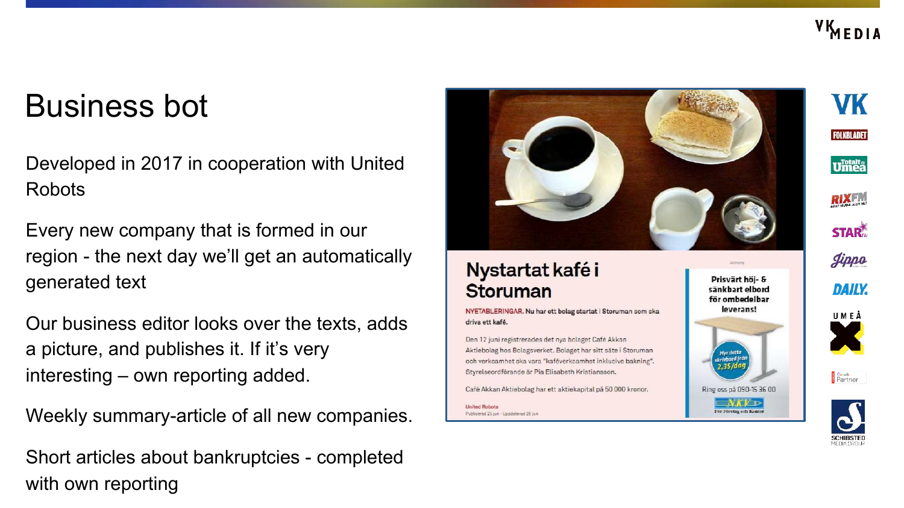# Business bot

Developed in 2017 in cooperation with United Robots

Every new company that is formed in our region - the next day we'll get an automatically generated text

Our business editor looks over the texts, adds a picture, and publishes it. If it's very interesting – own reporting added.

Weekly summary-article of all new companies.

Short articles about bankruptcies - completed with own reporting

## Nystartat kafé i Storuman

NYETABLERINGAR. Nu har ett bolag startat i Storuman som ska driva ett kafé.

Den 12 juni registrerades det nya bolaget Café Akkan Aktiebolag hos Bolagsverket. Bolaget har sitt säte i Storuman och verksamhet ska vara "kaféverksamhet inklusive bakning". Styrelseordförande är Pia Elisabeth Kristiansson.

Café Akkan Aktiebolag har ett aktiekapital på 50 000 kronor.

United Robots
Publicerad 25 jun - Uppdaterad 26 jun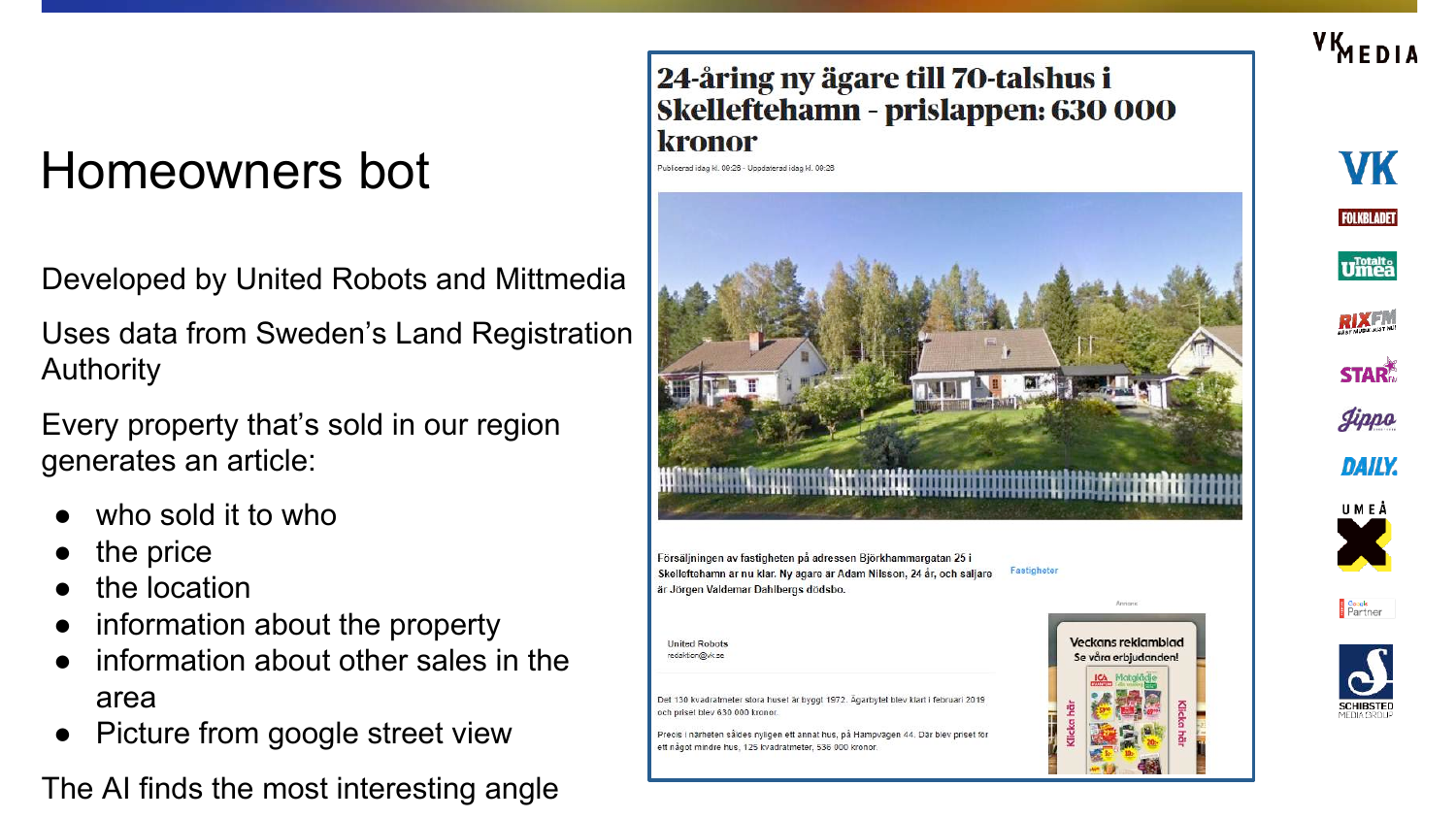# Homeowners bot

Developed by United Robots and Mittmedia

Uses data from Sweden's Land Registration Authority

Every property that's sold in our region generates an article:

- who sold it to who
- the price
- the location
- information about the property
- information about other sales in the area
- Picture from google street view

The AI finds the most interesting angle

## 24-åring ny ägare till 70-talshus i Skelleftehamn - prislappen: 630 000 kronor

Publicerad idag kl. 08:28 - Uppdaterad idag kl. 08:28

Försäljningen av fastigheten på adressen Björkhammargatan 25 i Skelleftehamn är nu klar. Ny ägare är Adam Nilsson, 24 år, och säljare är Jörgen Valdemar Dahlbergs dödsbo.

Fastigheter

United Robots
redaktion@vk.se

Det 130 kvadratmeter stora huset är byggt 1972. Ägarbytet blev klart i februari 2019 och priset blev 630 000 kronor.

Precis i närheten såldes nyligen ett annat hus, på Hampvägen 44. Där blev priset för ett något mindre hus, 125 kvadratmeter, 536 000 kronor.

Annons

Veckans reklamblad
Se våra erbjudanden!

Klicka här

VK MEDIA

VK · Folkbladet · Totalt Umeå · Rix FM · Star FM · Jippo · Daily · Umeå X · Google Partner · Schibsted Media Group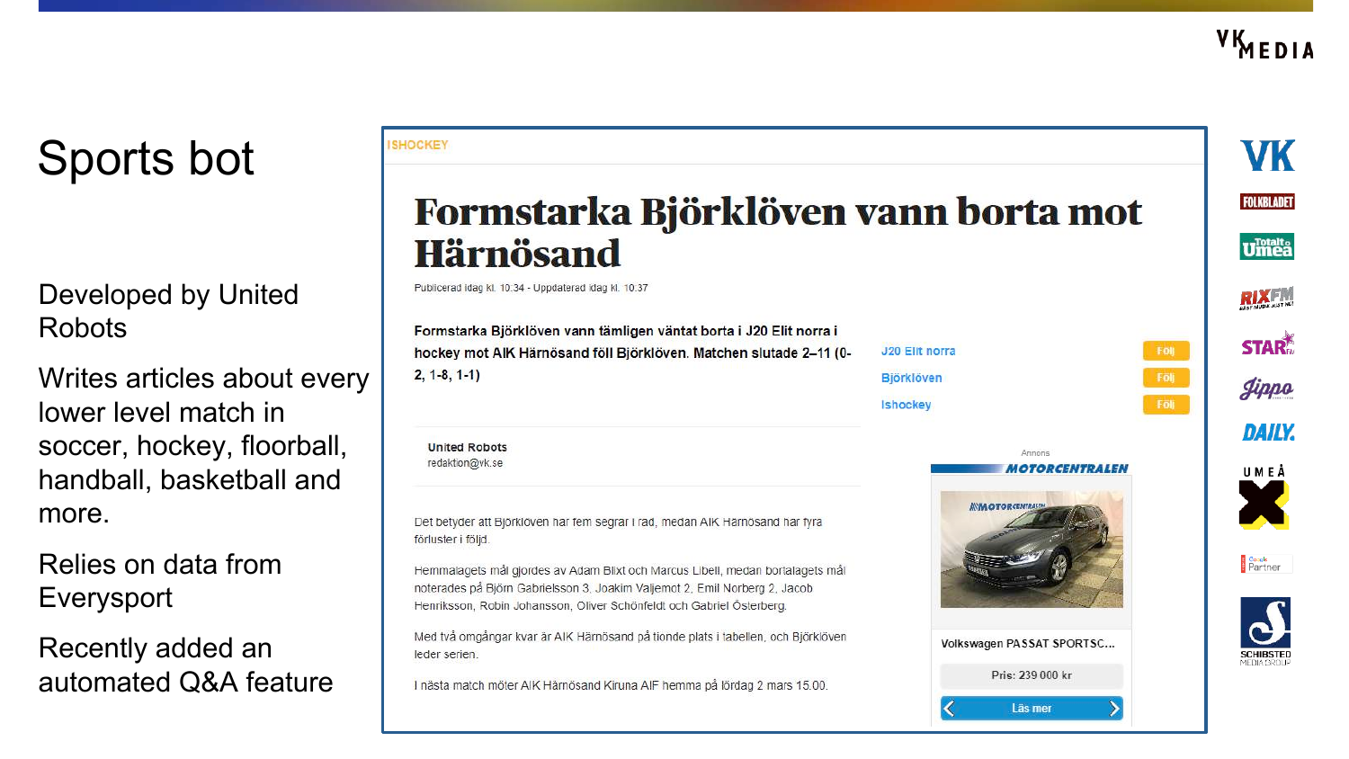# Sports bot

Developed by United Robots

Writes articles about every lower level match in soccer, hockey, floorball, handball, basketball and more.

Relies on data from Everysport

Recently added an automated Q&A feature

ISHOCKEY

## Formstarka Björklöven vann borta mot Härnösand

Publicerad idag kl. 10:34 - Uppdaterad idag kl. 10:37

**Formstarka Björklöven vann tämligen väntat borta i J20 Elit norra i hockey mot AIK Härnösand föll Björklöven. Matchen slutade 2–11 (0-2, 1-8, 1-1)**

J20 Elit norra — Följ
Björklöven — Följ
Ishockey — Följ

United Robots
redaktion@vk.se

Det betyder att Björklöven har fem segrar i rad, medan AIK Härnösand har fyra förluster i följd.

Hemmalagets mål gjordes av Adam Blixt och Marcus Libell, medan bortalagets mål noterades på Björn Gabrielsson 3, Joakim Valjemot 2, Emil Norberg 2, Jacob Henriksson, Robin Johansson, Oliver Schönfeldt och Gabriel Österberg.

Med två omgångar kvar är AIK Härnösand på tionde plats i tabellen, och Björklöven leder serien.

I nästa match möter AIK Härnösand Kiruna AIF hemma på lördag 2 mars 15.00.

Annons
MOTORCENTRALEN
Volkswagen PASSAT SPORTSC...
Pris: 239 000 kr
Läs mer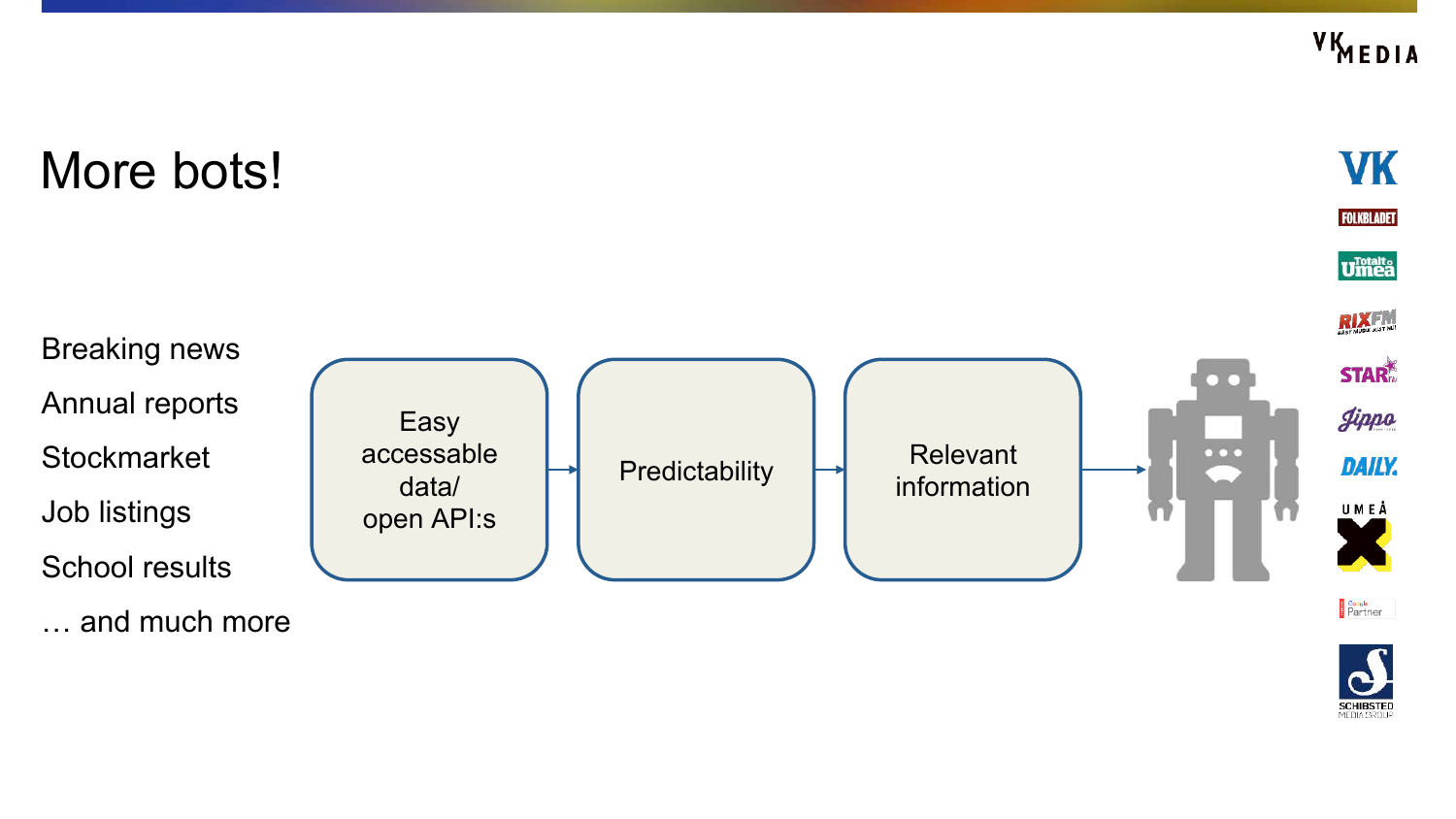# More bots!

- Breaking news
- Annual reports
- Stockmarket
- Job listings
- School results
- … and much more

Easy accessable data/ open API:s → Predictability → Relevant information →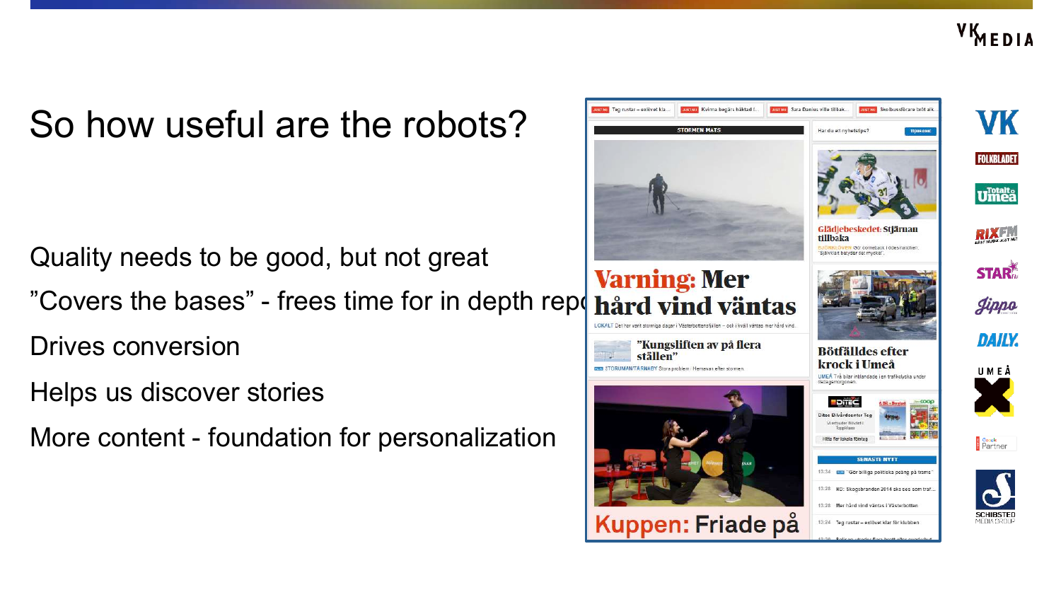# So how useful are the robots?

Quality needs to be good, but not great

”Covers the bases” - frees time for in depth repo

Drives conversion

Helps us discover stories

More content - foundation for personalization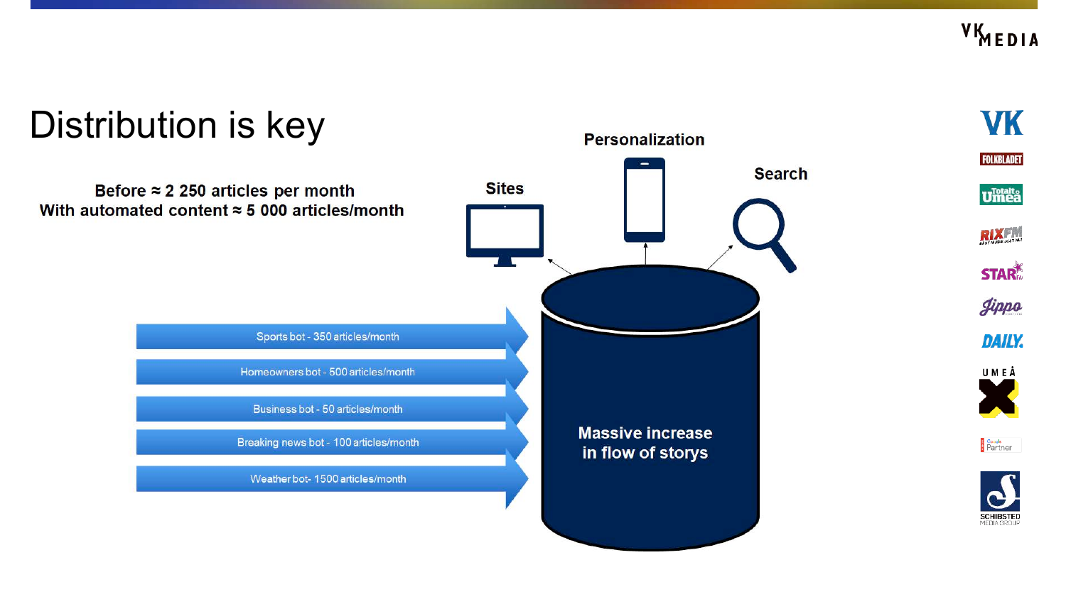# Distribution is key

**Before ≈ 2 250 articles per month**
**With automated content ≈ 5 000 articles/month**

- Sports bot - 350 articles/month
- Homeowners bot - 500 articles/month
- Business bot - 50 articles/month
- Breaking news bot - 100 articles/month
- Weather bot- 1500 articles/month

**Massive increase in flow of storys**

**Sites**

**Personalization**

**Search**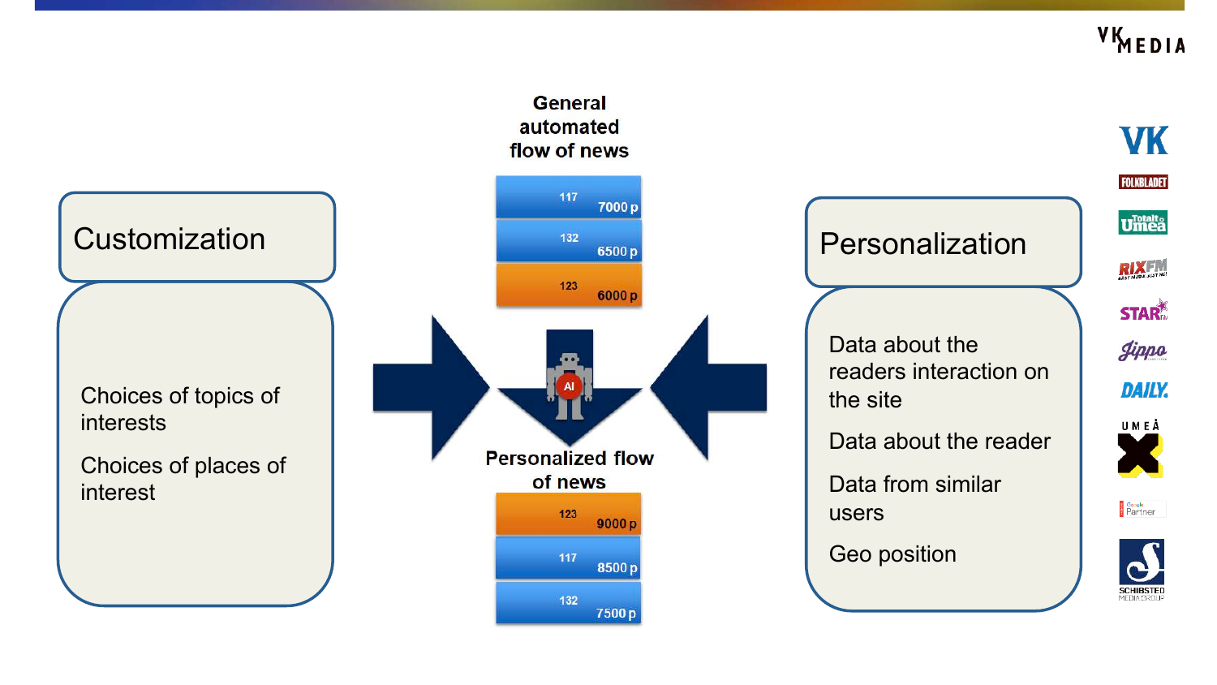## Customization

Choices of topics of interests

Choices of places of interest

## General automated flow of news

| | |
|---|---|
| 117 | 7000 p |
| 132 | 6500 p |
| 123 | 6000 p |

AI

## Personalized flow of news

| | |
|---|---|
| 123 | 9000 p |
| 117 | 8500 p |
| 132 | 7500 p |

## Personalization

Data about the readers interaction on the site

Data about the reader

Data from similar users

Geo position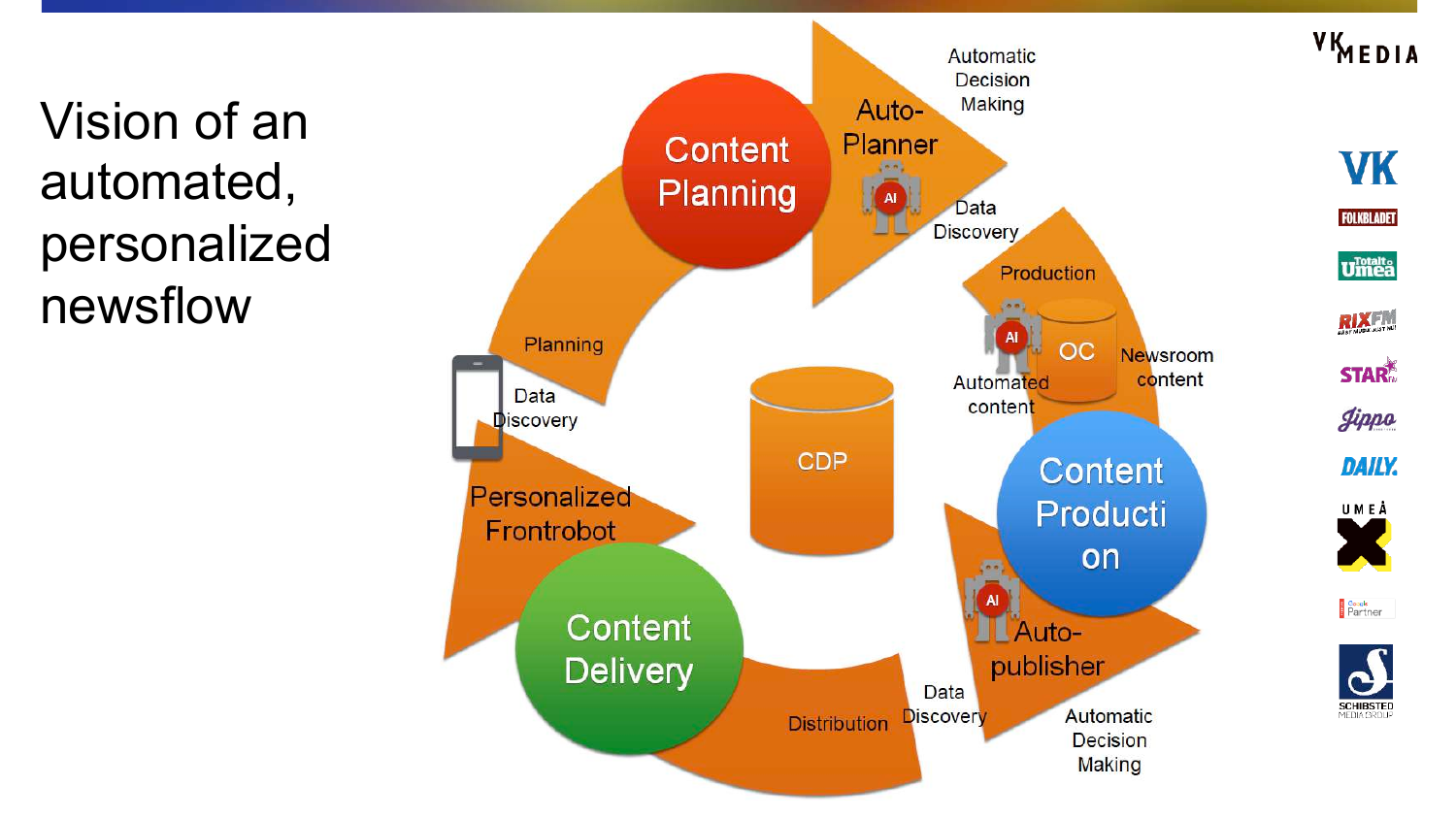# Vision of an automated, personalized newsflow

Content Planning

Auto-Planner

Automatic Decision Making

Data Discovery

Production

OC

Newsroom content

Automated content

Content Production

Auto-publisher

Automatic Decision Making

Data Discovery

Distribution

Content Delivery

Personalized Frontrobot

Data Discovery

Planning

CDP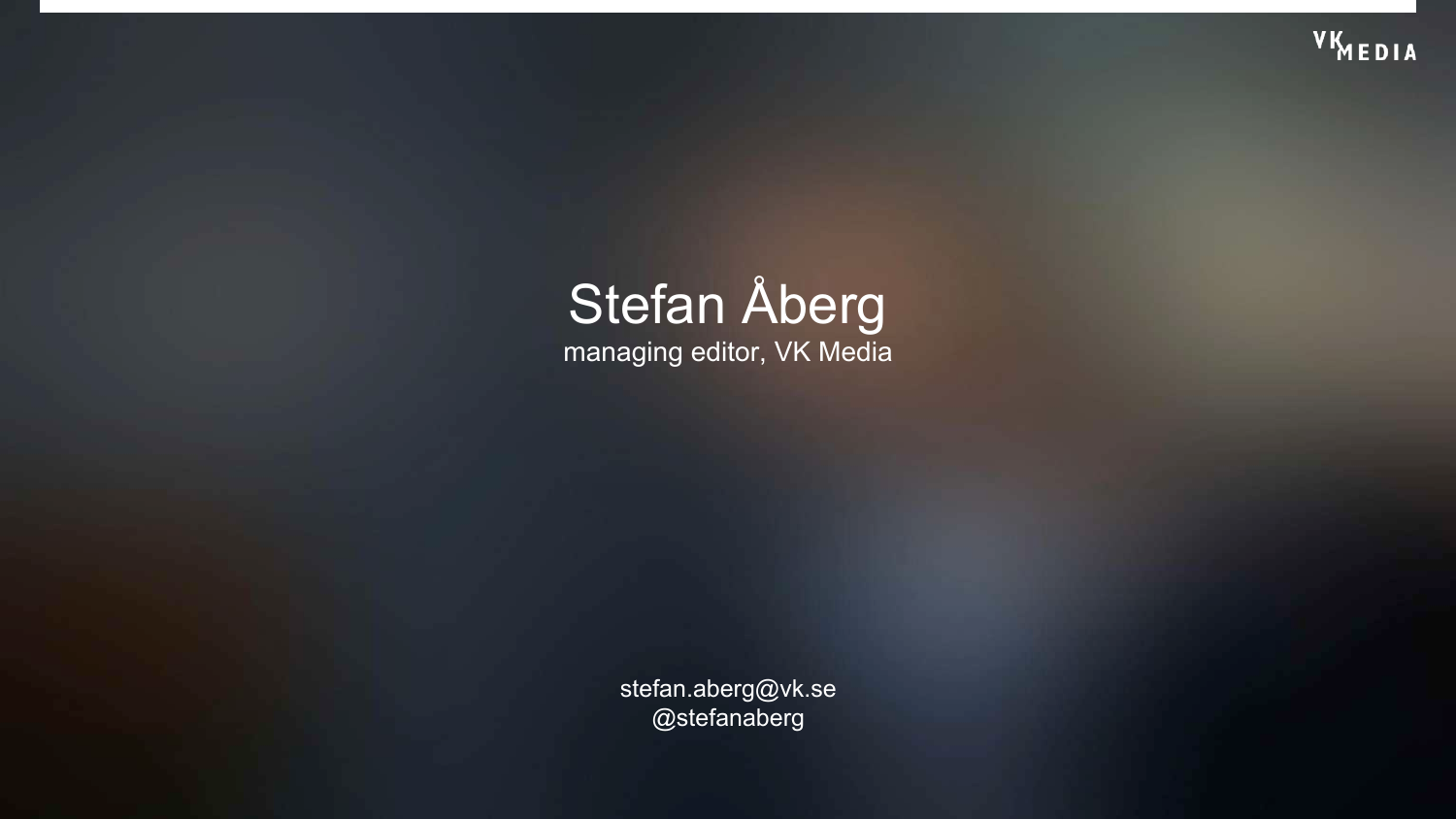# Stefan Åberg

managing editor, VK Media

stefan.aberg@vk.se
@stefanaberg